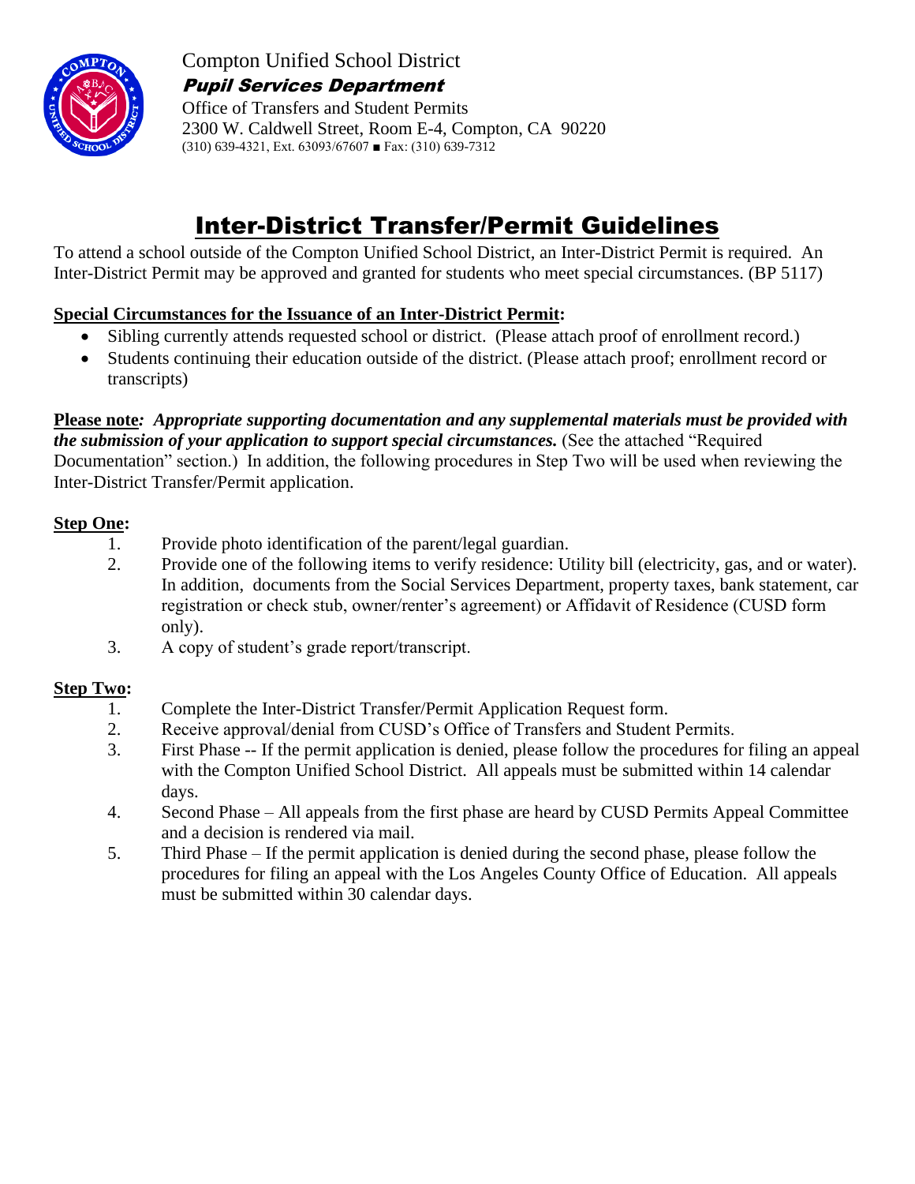Compton Unified School District

***Pupil Services Department***

Office of Transfers and Student Permits
2300 W. Caldwell Street, Room E-4, Compton, CA 90220
(310) 639-4321, Ext. 63093/67607 ■ Fax: (310) 639-7312

# Inter-District Transfer/Permit Guidelines

To attend a school outside of the Compton Unified School District, an Inter-District Permit is required. An Inter-District Permit may be approved and granted for students who meet special circumstances. (BP 5117)

**Special Circumstances for the Issuance of an Inter-District Permit:**

- Sibling currently attends requested school or district. (Please attach proof of enrollment record.)
- Students continuing their education outside of the district. (Please attach proof; enrollment record or transcripts)

**Please note*:*** ***Appropriate supporting documentation and any supplemental materials must be provided with the submission of your application to support special circumstances.*** (See the attached "Required Documentation" section.) In addition, the following procedures in Step Two will be used when reviewing the Inter-District Transfer/Permit application.

**Step One:**

1. Provide photo identification of the parent/legal guardian.
2. Provide one of the following items to verify residence: Utility bill (electricity, gas, and or water). In addition, documents from the Social Services Department, property taxes, bank statement, car registration or check stub, owner/renter's agreement) or Affidavit of Residence (CUSD form only).
3. A copy of student's grade report/transcript.

**Step Two:**

1. Complete the Inter-District Transfer/Permit Application Request form.
2. Receive approval/denial from CUSD's Office of Transfers and Student Permits.
3. First Phase -- If the permit application is denied, please follow the procedures for filing an appeal with the Compton Unified School District. All appeals must be submitted within 14 calendar days.
4. Second Phase – All appeals from the first phase are heard by CUSD Permits Appeal Committee and a decision is rendered via mail.
5. Third Phase – If the permit application is denied during the second phase, please follow the procedures for filing an appeal with the Los Angeles County Office of Education. All appeals must be submitted within 30 calendar days.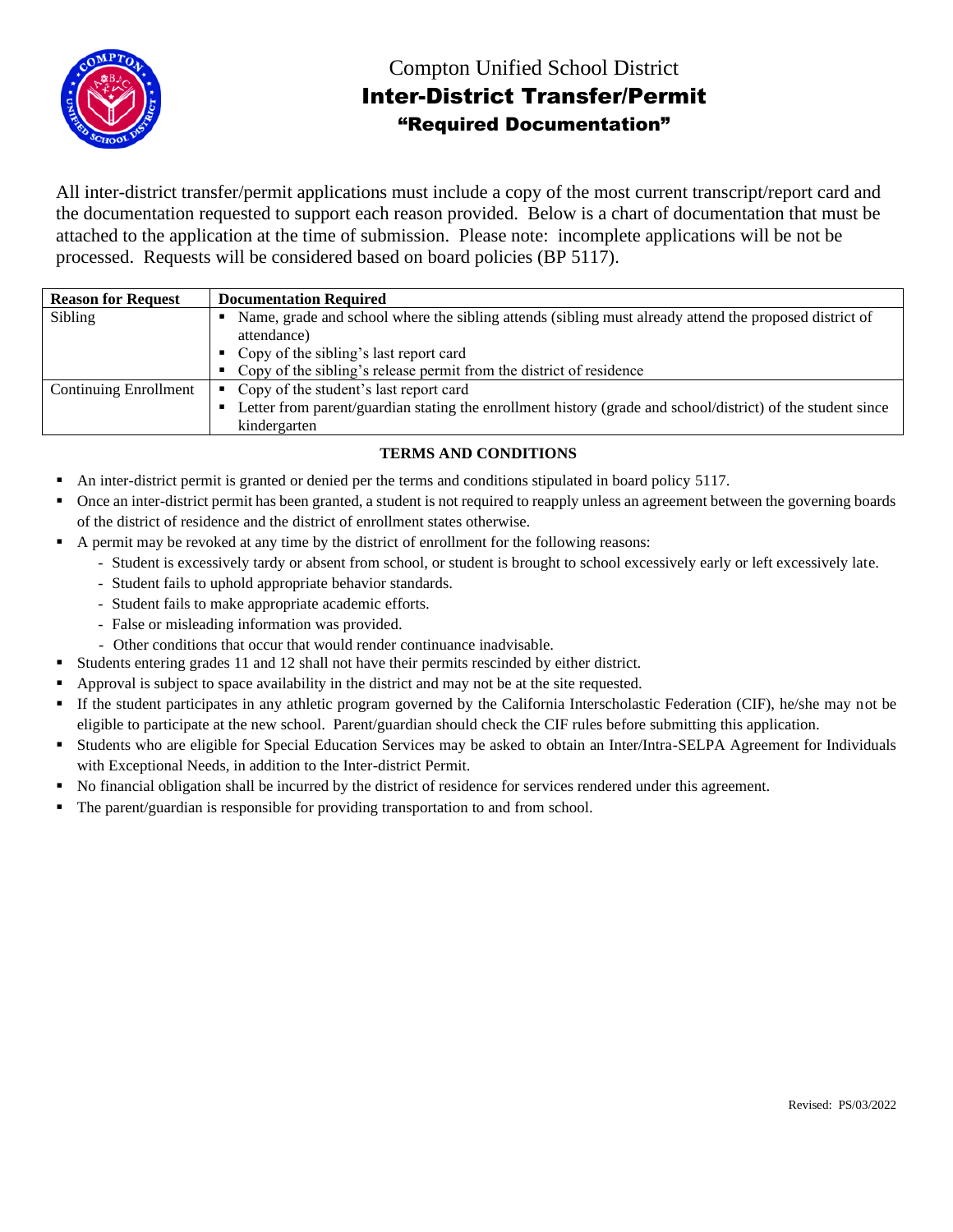# Compton Unified School District

## Inter-District Transfer/Permit

### "Required Documentation"

All inter-district transfer/permit applications must include a copy of the most current transcript/report card and the documentation requested to support each reason provided. Below is a chart of documentation that must be attached to the application at the time of submission. Please note: incomplete applications will be not be processed. Requests will be considered based on board policies (BP 5117).

| Reason for Request | Documentation Required |
|---|---|
| Sibling | ▪ Name, grade and school where the sibling attends (sibling must already attend the proposed district of attendance)<br>▪ Copy of the sibling's last report card<br>▪ Copy of the sibling's release permit from the district of residence |
| Continuing Enrollment | ▪ Copy of the student's last report card<br>▪ Letter from parent/guardian stating the enrollment history (grade and school/district) of the student since kindergarten |

**TERMS AND CONDITIONS**

- An inter-district permit is granted or denied per the terms and conditions stipulated in board policy 5117.
- Once an inter-district permit has been granted, a student is not required to reapply unless an agreement between the governing boards of the district of residence and the district of enrollment states otherwise.
- A permit may be revoked at any time by the district of enrollment for the following reasons:
  - Student is excessively tardy or absent from school, or student is brought to school excessively early or left excessively late.
  - Student fails to uphold appropriate behavior standards.
  - Student fails to make appropriate academic efforts.
  - False or misleading information was provided.
  - Other conditions that occur that would render continuance inadvisable.
- Students entering grades 11 and 12 shall not have their permits rescinded by either district.
- Approval is subject to space availability in the district and may not be at the site requested.
- If the student participates in any athletic program governed by the California Interscholastic Federation (CIF), he/she may not be eligible to participate at the new school. Parent/guardian should check the CIF rules before submitting this application.
- Students who are eligible for Special Education Services may be asked to obtain an Inter/Intra-SELPA Agreement for Individuals with Exceptional Needs, in addition to the Inter-district Permit.
- No financial obligation shall be incurred by the district of residence for services rendered under this agreement.
- The parent/guardian is responsible for providing transportation to and from school.

Revised: PS/03/2022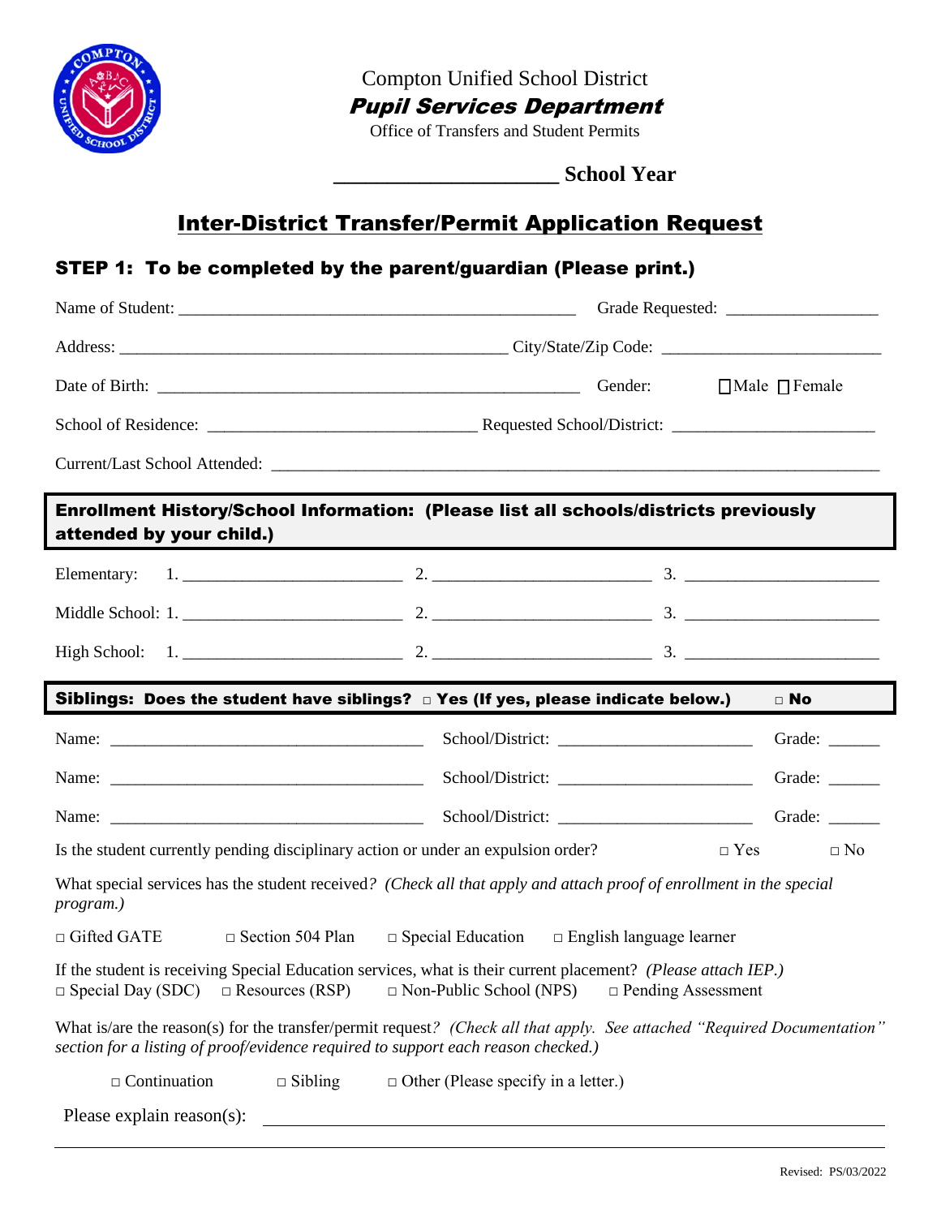Compton Unified School District

**_Pupil Services Department_**

Office of Transfers and Student Permits

_____________________ **School Year**

# Inter-District Transfer/Permit Application Request

## STEP 1: To be completed by the parent/guardian (Please print.)

Name of Student: _______________________________________________ Grade Requested: _________________

Address: ______________________________________________ City/State/Zip Code: _________________________

Date of Birth: ___________________________________________________ Gender: ☐Male ☐Female

School of Residence: ________________________________ Requested School/District: _______________________

Current/Last School Attended: ___________________________________________________________________________

**Enrollment History/School Information: (Please list all schools/districts previously attended by your child.)**

Elementary: 1. _________________________ 2. _________________________ 3. ______________________

Middle School: 1. _________________________ 2. _________________________ 3. ______________________

High School: 1. _________________________ 2. _________________________ 3. ______________________

**Siblings: Does the student have siblings? □ Yes (If yes, please indicate below.) □ No**

Name: ____________________________________ School/District: ______________________ Grade: ______

Name: ____________________________________ School/District: ______________________ Grade: ______

Name: ____________________________________ School/District: ______________________ Grade: ______

Is the student currently pending disciplinary action or under an expulsion order? □ Yes □ No

What special services has the student received? *(Check all that apply and attach proof of enrollment in the special program.)*

□ Gifted GATE □ Section 504 Plan □ Special Education □ English language learner

If the student is receiving Special Education services, what is their current placement? *(Please attach IEP.)*
□ Special Day (SDC) □ Resources (RSP) □ Non-Public School (NPS) □ Pending Assessment

What is/are the reason(s) for the transfer/permit request? *(Check all that apply. See attached "Required Documentation" section for a listing of proof/evidence required to support each reason checked.)*

□ Continuation □ Sibling □ Other (Please specify in a letter.)

Please explain reason(s): ______________________________________________________________________

_____________________________________________________________________________________________

Revised: PS/03/2022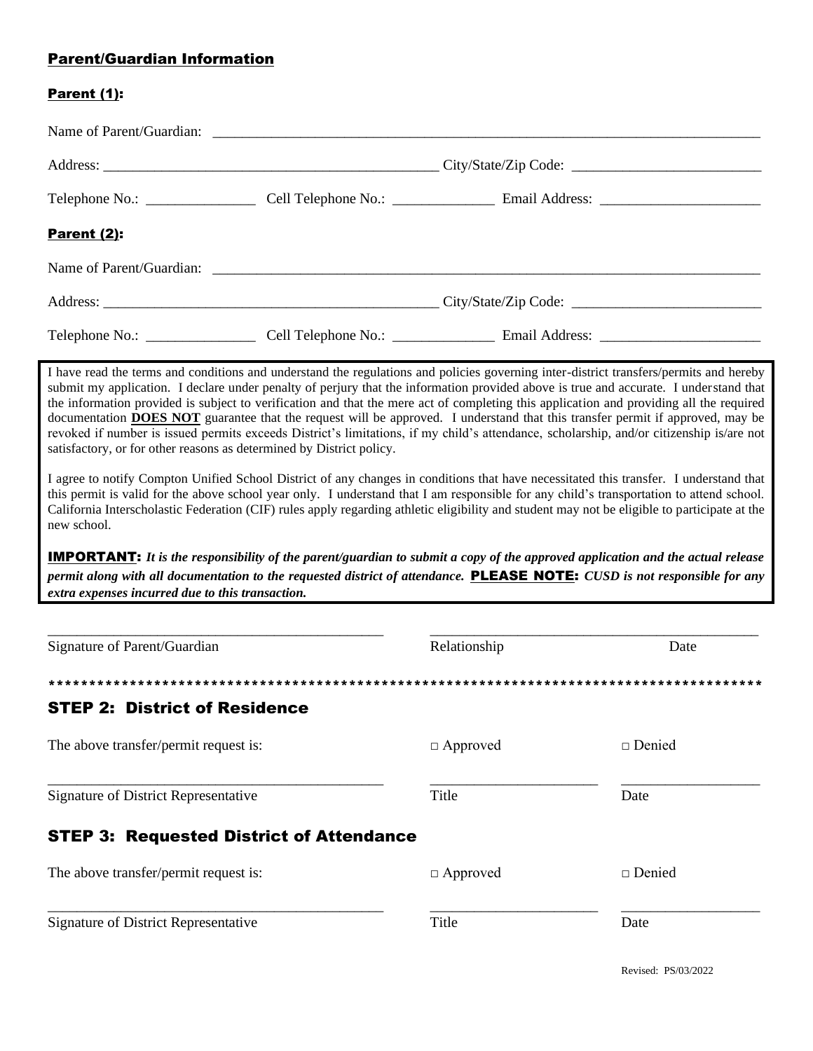## Parent/Guardian Information

### Parent (1):

Name of Parent/Guardian: ______________________________________________________________________________

Address: _______________________________________________ City/State/Zip Code: __________________________

Telephone No.: _______________ Cell Telephone No.: ______________ Email Address: ______________________

### Parent (2):

Name of Parent/Guardian: ______________________________________________________________________________

Address: _______________________________________________ City/State/Zip Code: __________________________

Telephone No.: _______________ Cell Telephone No.: ______________ Email Address: ______________________

I have read the terms and conditions and understand the regulations and policies governing inter-district transfers/permits and hereby submit my application. I declare under penalty of perjury that the information provided above is true and accurate. I understand that the information provided is subject to verification and that the mere act of completing this application and providing all the required documentation **DOES NOT** guarantee that the request will be approved. I understand that this transfer permit if approved, may be revoked if number is issued permits exceeds District's limitations, if my child's attendance, scholarship, and/or citizenship is/are not satisfactory, or for other reasons as determined by District policy.

I agree to notify Compton Unified School District of any changes in conditions that have necessitated this transfer. I understand that this permit is valid for the above school year only. I understand that I am responsible for any child's transportation to attend school. California Interscholastic Federation (CIF) rules apply regarding athletic eligibility and student may not be eligible to participate at the new school.

**IMPORTANT:** ***It is the responsibility of the parent/guardian to submit a copy of the approved application and the actual release permit along with all documentation to the requested district of attendance.*** **PLEASE NOTE:** ***CUSD is not responsible for any extra expenses incurred due to this transaction.***

_______________________________________________ _______________________________________________

Signature of Parent/Guardian Relationship Date

*******************************************************************************************

## STEP 2: District of Residence

The above transfer/permit request is: □ Approved □ Denied

_______________________________________________ _______________________ ___________________

Signature of District Representative Title Date

## STEP 3: Requested District of Attendance

The above transfer/permit request is: □ Approved □ Denied

_______________________________________________ _______________________ ___________________

Signature of District Representative Title Date

Revised: PS/03/2022